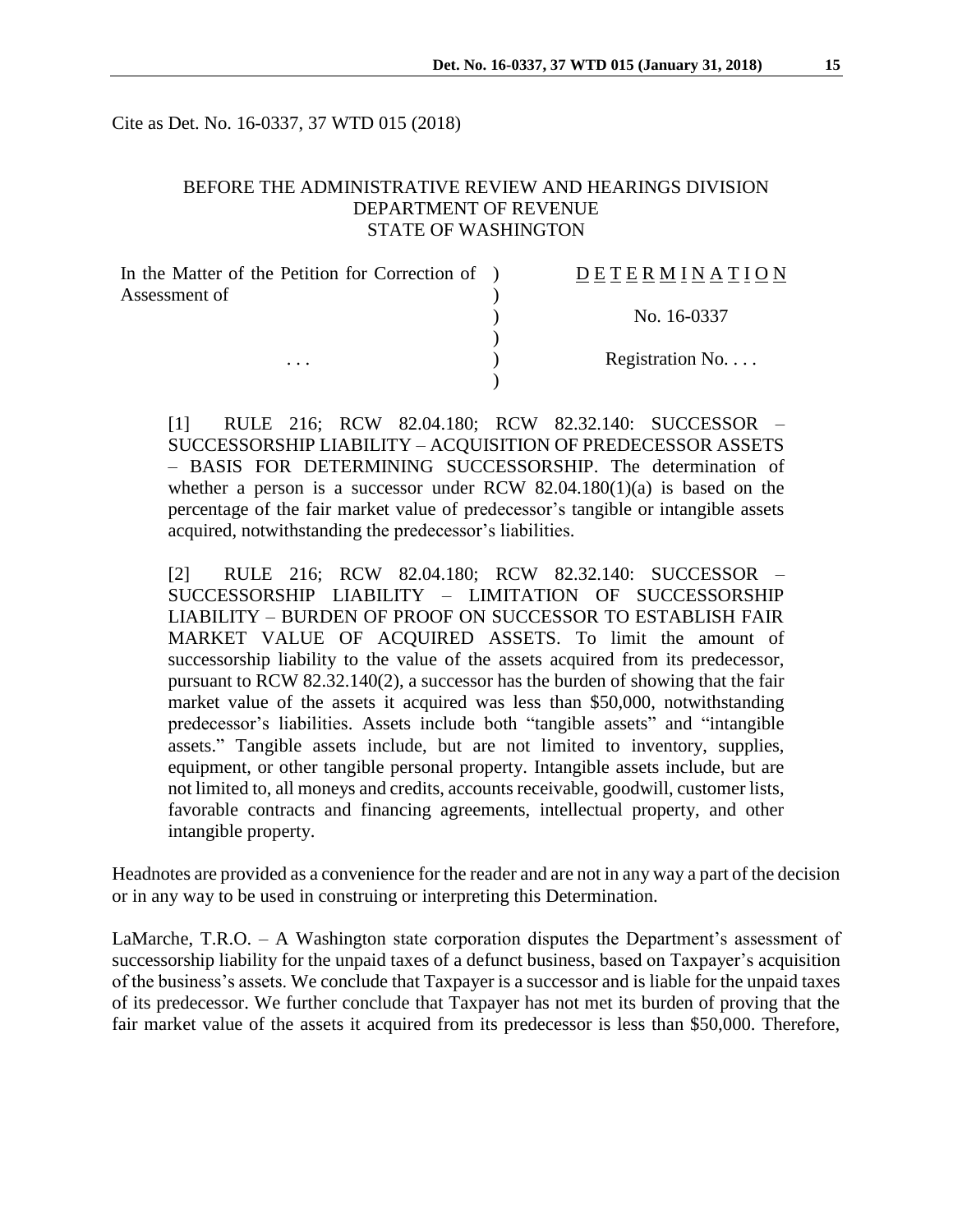Cite as Det. No. 16-0337, 37 WTD 015 (2018)

BEFORE THE ADMINISTRATIVE REVIEW AND HEARINGS DIVISION
DEPARTMENT OF REVENUE
STATE OF WASHINGTON

| | |
|---|---|
| In the Matter of the Petition for Correction of Assessment of | D E T E R M I N A T I O N |
| | No. 16-0337 |
| . . . | Registration No. . . . |

[1] RULE 216; RCW 82.04.180; RCW 82.32.140: SUCCESSOR – SUCCESSORSHIP LIABILITY – ACQUISITION OF PREDECESSOR ASSETS – BASIS FOR DETERMINING SUCCESSORSHIP. The determination of whether a person is a successor under RCW 82.04.180(1)(a) is based on the percentage of the fair market value of predecessor's tangible or intangible assets acquired, notwithstanding the predecessor's liabilities.

[2] RULE 216; RCW 82.04.180; RCW 82.32.140: SUCCESSOR – SUCCESSORSHIP LIABILITY – LIMITATION OF SUCCESSORSHIP LIABILITY – BURDEN OF PROOF ON SUCCESSOR TO ESTABLISH FAIR MARKET VALUE OF ACQUIRED ASSETS. To limit the amount of successorship liability to the value of the assets acquired from its predecessor, pursuant to RCW 82.32.140(2), a successor has the burden of showing that the fair market value of the assets it acquired was less than $50,000, notwithstanding predecessor's liabilities. Assets include both "tangible assets" and "intangible assets." Tangible assets include, but are not limited to inventory, supplies, equipment, or other tangible personal property. Intangible assets include, but are not limited to, all moneys and credits, accounts receivable, goodwill, customer lists, favorable contracts and financing agreements, intellectual property, and other intangible property.

Headnotes are provided as a convenience for the reader and are not in any way a part of the decision or in any way to be used in construing or interpreting this Determination.

LaMarche, T.R.O. – A Washington state corporation disputes the Department's assessment of successorship liability for the unpaid taxes of a defunct business, based on Taxpayer's acquisition of the business's assets. We conclude that Taxpayer is a successor and is liable for the unpaid taxes of its predecessor. We further conclude that Taxpayer has not met its burden of proving that the fair market value of the assets it acquired from its predecessor is less than $50,000. Therefore,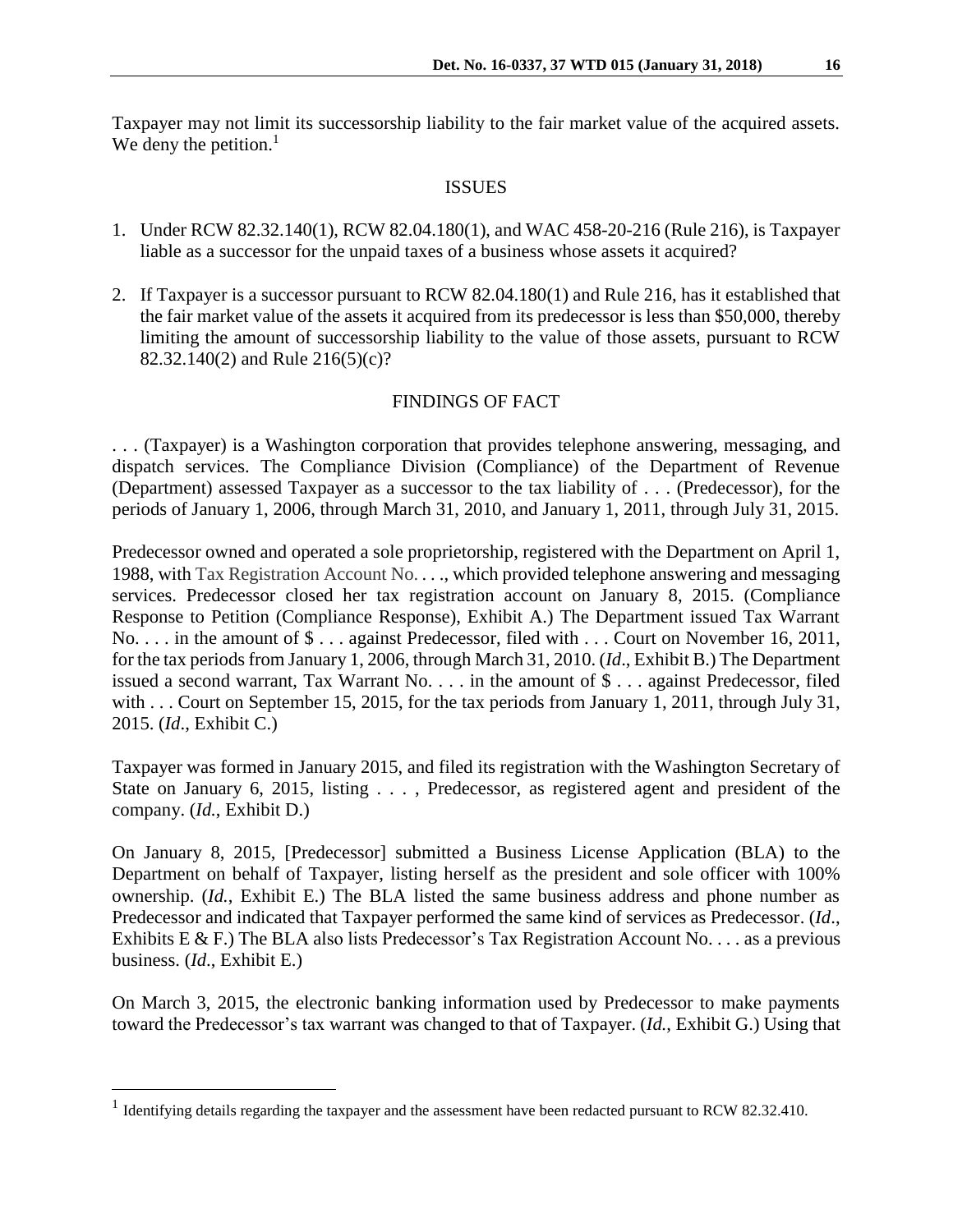Taxpayer may not limit its successorship liability to the fair market value of the acquired assets. We deny the petition.[1]

## ISSUES

1. Under RCW 82.32.140(1), RCW 82.04.180(1), and WAC 458-20-216 (Rule 216), is Taxpayer liable as a successor for the unpaid taxes of a business whose assets it acquired?

2. If Taxpayer is a successor pursuant to RCW 82.04.180(1) and Rule 216, has it established that the fair market value of the assets it acquired from its predecessor is less than $50,000, thereby limiting the amount of successorship liability to the value of those assets, pursuant to RCW 82.32.140(2) and Rule 216(5)(c)?

## FINDINGS OF FACT

. . . (Taxpayer) is a Washington corporation that provides telephone answering, messaging, and dispatch services. The Compliance Division (Compliance) of the Department of Revenue (Department) assessed Taxpayer as a successor to the tax liability of . . . (Predecessor), for the periods of January 1, 2006, through March 31, 2010, and January 1, 2011, through July 31, 2015.

Predecessor owned and operated a sole proprietorship, registered with the Department on April 1, 1988, with Tax Registration Account No. . . ., which provided telephone answering and messaging services. Predecessor closed her tax registration account on January 8, 2015. (Compliance Response to Petition (Compliance Response), Exhibit A.) The Department issued Tax Warrant No. . . . in the amount of $ . . . against Predecessor, filed with . . . Court on November 16, 2011, for the tax periods from January 1, 2006, through March 31, 2010. (*Id*., Exhibit B.) The Department issued a second warrant, Tax Warrant No. . . . in the amount of $ . . . against Predecessor, filed with . . . Court on September 15, 2015, for the tax periods from January 1, 2011, through July 31, 2015. (*Id*., Exhibit C.)

Taxpayer was formed in January 2015, and filed its registration with the Washington Secretary of State on January 6, 2015, listing . . . , Predecessor, as registered agent and president of the company. (*Id.*, Exhibit D.)

On January 8, 2015, [Predecessor] submitted a Business License Application (BLA) to the Department on behalf of Taxpayer, listing herself as the president and sole officer with 100% ownership. (*Id.*, Exhibit E.) The BLA listed the same business address and phone number as Predecessor and indicated that Taxpayer performed the same kind of services as Predecessor. (*Id*., Exhibits E & F.) The BLA also lists Predecessor's Tax Registration Account No. . . . as a previous business. (*Id*., Exhibit E.)

On March 3, 2015, the electronic banking information used by Predecessor to make payments toward the Predecessor's tax warrant was changed to that of Taxpayer. (*Id.*, Exhibit G.) Using that

---

[1] Identifying details regarding the taxpayer and the assessment have been redacted pursuant to RCW 82.32.410.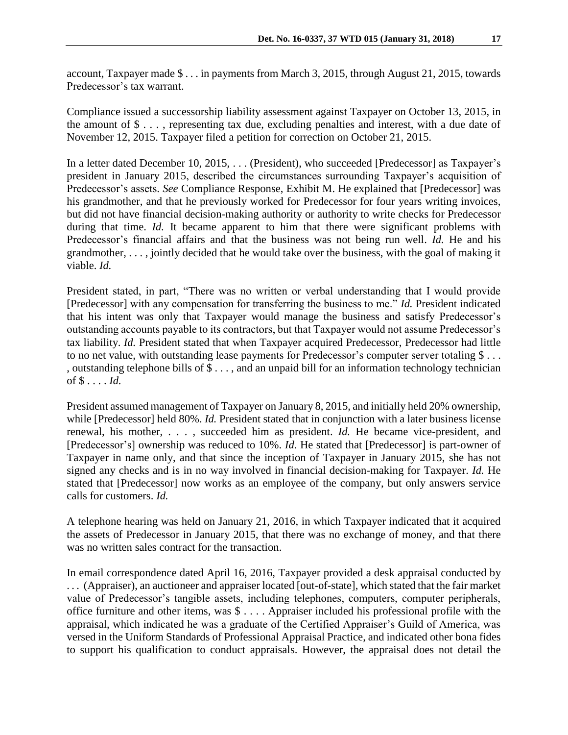account, Taxpayer made $ . . . in payments from March 3, 2015, through August 21, 2015, towards Predecessor's tax warrant.

Compliance issued a successorship liability assessment against Taxpayer on October 13, 2015, in the amount of $ . . . , representing tax due, excluding penalties and interest, with a due date of November 12, 2015. Taxpayer filed a petition for correction on October 21, 2015.

In a letter dated December 10, 2015, . . . (President), who succeeded [Predecessor] as Taxpayer's president in January 2015, described the circumstances surrounding Taxpayer's acquisition of Predecessor's assets. *See* Compliance Response, Exhibit M. He explained that [Predecessor] was his grandmother, and that he previously worked for Predecessor for four years writing invoices, but did not have financial decision-making authority or authority to write checks for Predecessor during that time. *Id.* It became apparent to him that there were significant problems with Predecessor's financial affairs and that the business was not being run well. *Id.* He and his grandmother, . . . , jointly decided that he would take over the business, with the goal of making it viable. *Id.*

President stated, in part, "There was no written or verbal understanding that I would provide [Predecessor] with any compensation for transferring the business to me." *Id.* President indicated that his intent was only that Taxpayer would manage the business and satisfy Predecessor's outstanding accounts payable to its contractors, but that Taxpayer would not assume Predecessor's tax liability. *Id*. President stated that when Taxpayer acquired Predecessor, Predecessor had little to no net value, with outstanding lease payments for Predecessor's computer server totaling $ . . . , outstanding telephone bills of $ . . . , and an unpaid bill for an information technology technician of $ . . . . *Id.*

President assumed management of Taxpayer on January 8, 2015, and initially held 20% ownership, while [Predecessor] held 80%. *Id.* President stated that in conjunction with a later business license renewal, his mother, . . . , succeeded him as president. *Id.* He became vice-president, and [Predecessor's] ownership was reduced to 10%. *Id.* He stated that [Predecessor] is part-owner of Taxpayer in name only, and that since the inception of Taxpayer in January 2015, she has not signed any checks and is in no way involved in financial decision-making for Taxpayer. *Id.* He stated that [Predecessor] now works as an employee of the company, but only answers service calls for customers. *Id.*

A telephone hearing was held on January 21, 2016, in which Taxpayer indicated that it acquired the assets of Predecessor in January 2015, that there was no exchange of money, and that there was no written sales contract for the transaction.

In email correspondence dated April 16, 2016, Taxpayer provided a desk appraisal conducted by . . . (Appraiser), an auctioneer and appraiser located [out-of-state], which stated that the fair market value of Predecessor's tangible assets, including telephones, computers, computer peripherals, office furniture and other items, was $ . . . . Appraiser included his professional profile with the appraisal, which indicated he was a graduate of the Certified Appraiser's Guild of America, was versed in the Uniform Standards of Professional Appraisal Practice, and indicated other bona fides to support his qualification to conduct appraisals. However, the appraisal does not detail the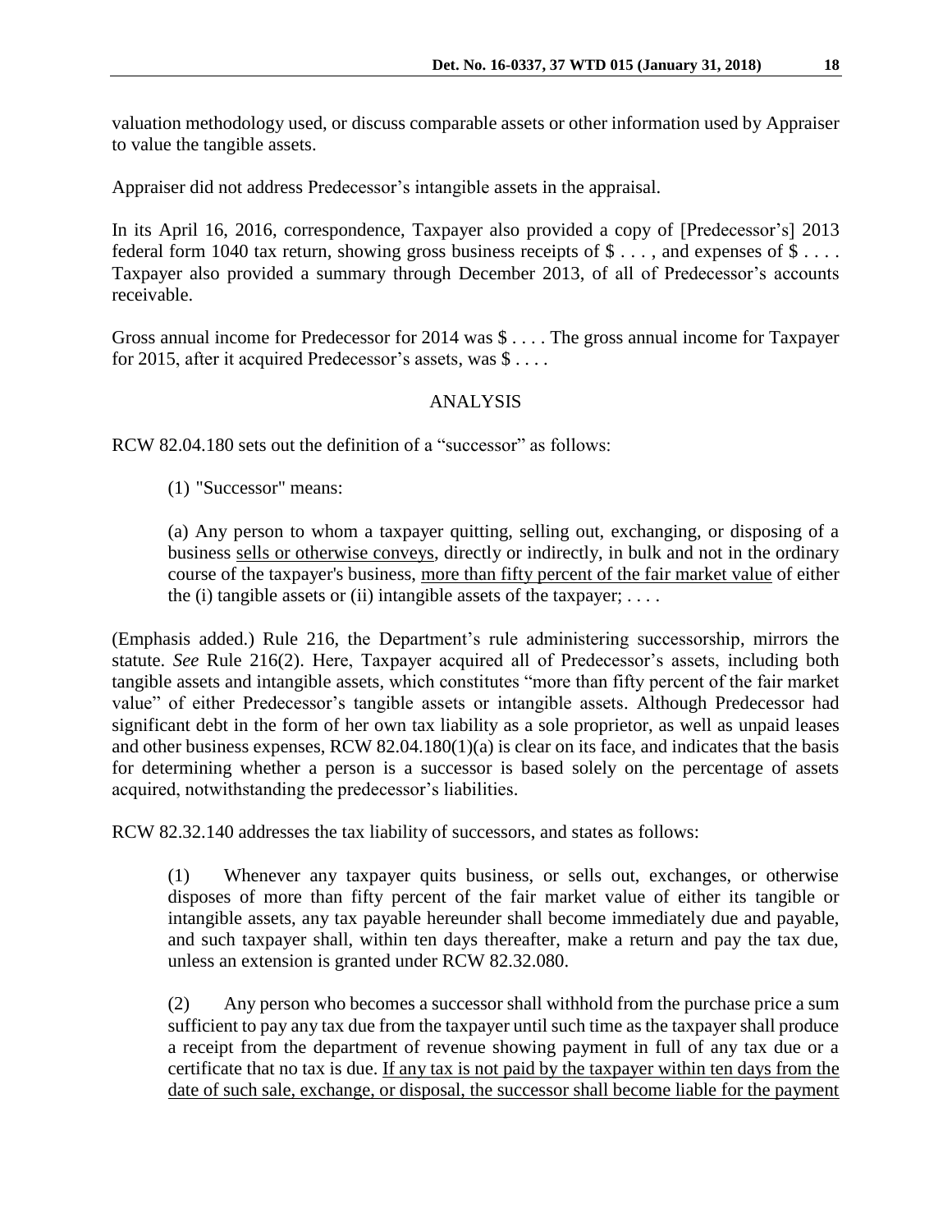valuation methodology used, or discuss comparable assets or other information used by Appraiser to value the tangible assets.

Appraiser did not address Predecessor's intangible assets in the appraisal.

In its April 16, 2016, correspondence, Taxpayer also provided a copy of [Predecessor's] 2013 federal form 1040 tax return, showing gross business receipts of $ . . . , and expenses of $ . . . . Taxpayer also provided a summary through December 2013, of all of Predecessor's accounts receivable.

Gross annual income for Predecessor for 2014 was $ . . . . The gross annual income for Taxpayer for 2015, after it acquired Predecessor's assets, was $ . . . .

## ANALYSIS

RCW 82.04.180 sets out the definition of a "successor" as follows:

> (1) "Successor" means:
>
> (a) Any person to whom a taxpayer quitting, selling out, exchanging, or disposing of a business sells or otherwise conveys, directly or indirectly, in bulk and not in the ordinary course of the taxpayer's business, more than fifty percent of the fair market value of either the (i) tangible assets or (ii) intangible assets of the taxpayer; . . . .

(Emphasis added.) Rule 216, the Department's rule administering successorship, mirrors the statute. *See* Rule 216(2). Here, Taxpayer acquired all of Predecessor's assets, including both tangible assets and intangible assets, which constitutes "more than fifty percent of the fair market value" of either Predecessor's tangible assets or intangible assets. Although Predecessor had significant debt in the form of her own tax liability as a sole proprietor, as well as unpaid leases and other business expenses, RCW 82.04.180(1)(a) is clear on its face, and indicates that the basis for determining whether a person is a successor is based solely on the percentage of assets acquired, notwithstanding the predecessor's liabilities.

RCW 82.32.140 addresses the tax liability of successors, and states as follows:

> (1) Whenever any taxpayer quits business, or sells out, exchanges, or otherwise disposes of more than fifty percent of the fair market value of either its tangible or intangible assets, any tax payable hereunder shall become immediately due and payable, and such taxpayer shall, within ten days thereafter, make a return and pay the tax due, unless an extension is granted under RCW 82.32.080.
>
> (2) Any person who becomes a successor shall withhold from the purchase price a sum sufficient to pay any tax due from the taxpayer until such time as the taxpayer shall produce a receipt from the department of revenue showing payment in full of any tax due or a certificate that no tax is due. If any tax is not paid by the taxpayer within ten days from the date of such sale, exchange, or disposal, the successor shall become liable for the payment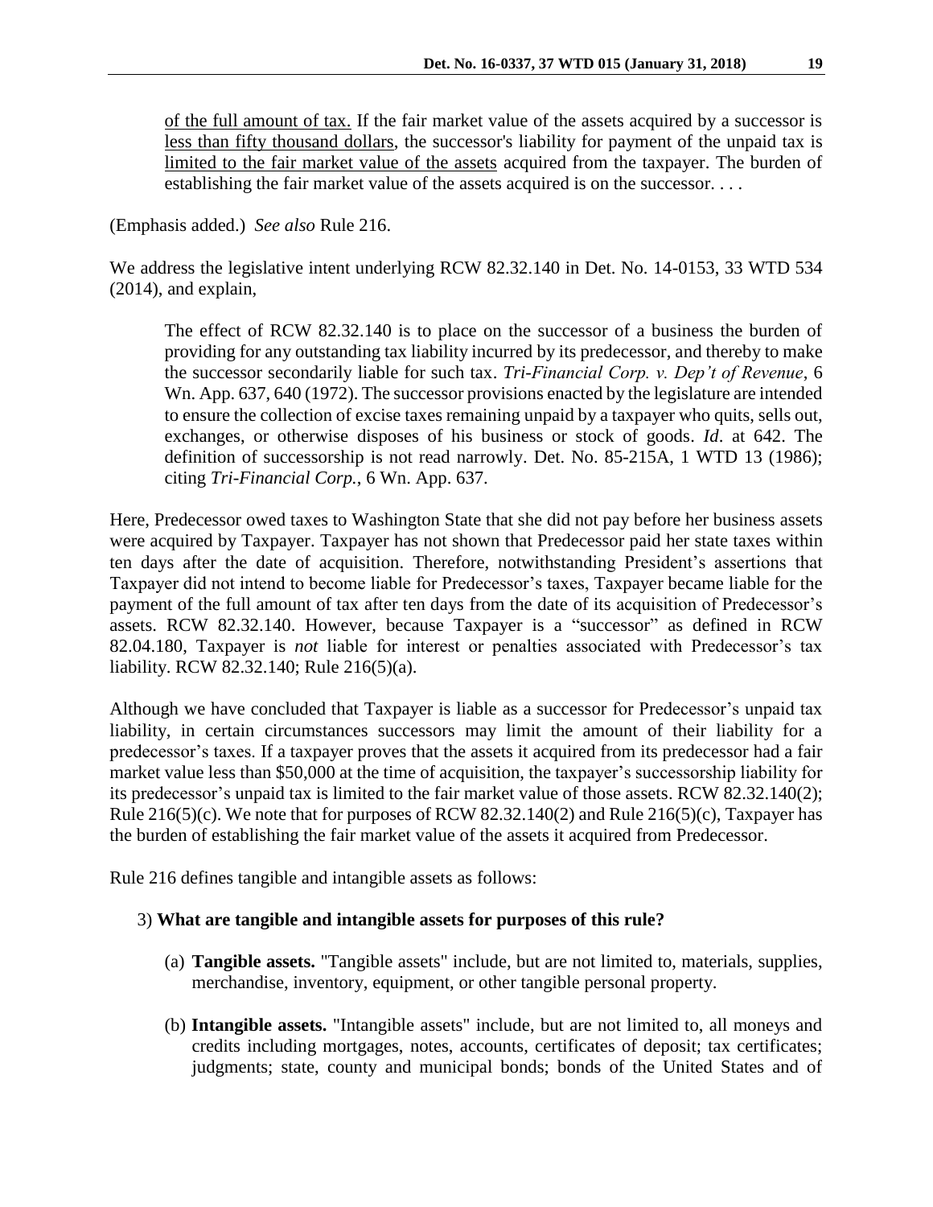of the full amount of tax. If the fair market value of the assets acquired by a successor is less than fifty thousand dollars, the successor's liability for payment of the unpaid tax is limited to the fair market value of the assets acquired from the taxpayer. The burden of establishing the fair market value of the assets acquired is on the successor. . . .

(Emphasis added.) *See also* Rule 216.

We address the legislative intent underlying RCW 82.32.140 in Det. No. 14-0153, 33 WTD 534 (2014), and explain,

> The effect of RCW 82.32.140 is to place on the successor of a business the burden of providing for any outstanding tax liability incurred by its predecessor, and thereby to make the successor secondarily liable for such tax. *Tri-Financial Corp. v. Dep't of Revenue*, 6 Wn. App. 637, 640 (1972). The successor provisions enacted by the legislature are intended to ensure the collection of excise taxes remaining unpaid by a taxpayer who quits, sells out, exchanges, or otherwise disposes of his business or stock of goods. *Id*. at 642. The definition of successorship is not read narrowly. Det. No. 85-215A, 1 WTD 13 (1986); citing *Tri-Financial Corp.*, 6 Wn. App. 637.

Here, Predecessor owed taxes to Washington State that she did not pay before her business assets were acquired by Taxpayer. Taxpayer has not shown that Predecessor paid her state taxes within ten days after the date of acquisition. Therefore, notwithstanding President's assertions that Taxpayer did not intend to become liable for Predecessor's taxes, Taxpayer became liable for the payment of the full amount of tax after ten days from the date of its acquisition of Predecessor's assets. RCW 82.32.140. However, because Taxpayer is a "successor" as defined in RCW 82.04.180, Taxpayer is *not* liable for interest or penalties associated with Predecessor's tax liability. RCW 82.32.140; Rule 216(5)(a).

Although we have concluded that Taxpayer is liable as a successor for Predecessor's unpaid tax liability, in certain circumstances successors may limit the amount of their liability for a predecessor's taxes. If a taxpayer proves that the assets it acquired from its predecessor had a fair market value less than $50,000 at the time of acquisition, the taxpayer's successorship liability for its predecessor's unpaid tax is limited to the fair market value of those assets. RCW 82.32.140(2); Rule 216(5)(c). We note that for purposes of RCW 82.32.140(2) and Rule 216(5)(c), Taxpayer has the burden of establishing the fair market value of the assets it acquired from Predecessor.

Rule 216 defines tangible and intangible assets as follows:

> 3) **What are tangible and intangible assets for purposes of this rule?**
>
> (a) **Tangible assets.** "Tangible assets" include, but are not limited to, materials, supplies, merchandise, inventory, equipment, or other tangible personal property.
>
> (b) **Intangible assets.** "Intangible assets" include, but are not limited to, all moneys and credits including mortgages, notes, accounts, certificates of deposit; tax certificates; judgments; state, county and municipal bonds; bonds of the United States and of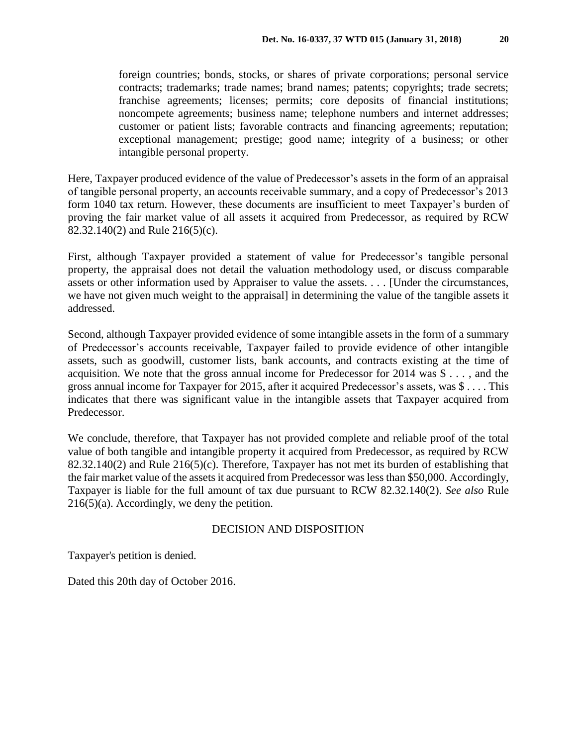> foreign countries; bonds, stocks, or shares of private corporations; personal service contracts; trademarks; trade names; brand names; patents; copyrights; trade secrets; franchise agreements; licenses; permits; core deposits of financial institutions; noncompete agreements; business name; telephone numbers and internet addresses; customer or patient lists; favorable contracts and financing agreements; reputation; exceptional management; prestige; good name; integrity of a business; or other intangible personal property.

Here, Taxpayer produced evidence of the value of Predecessor's assets in the form of an appraisal of tangible personal property, an accounts receivable summary, and a copy of Predecessor's 2013 form 1040 tax return. However, these documents are insufficient to meet Taxpayer's burden of proving the fair market value of all assets it acquired from Predecessor, as required by RCW 82.32.140(2) and Rule 216(5)(c).

First, although Taxpayer provided a statement of value for Predecessor's tangible personal property, the appraisal does not detail the valuation methodology used, or discuss comparable assets or other information used by Appraiser to value the assets. . . . [Under the circumstances, we have not given much weight to the appraisal] in determining the value of the tangible assets it addressed.

Second, although Taxpayer provided evidence of some intangible assets in the form of a summary of Predecessor's accounts receivable, Taxpayer failed to provide evidence of other intangible assets, such as goodwill, customer lists, bank accounts, and contracts existing at the time of acquisition. We note that the gross annual income for Predecessor for 2014 was $ . . . , and the gross annual income for Taxpayer for 2015, after it acquired Predecessor's assets, was $ . . . . This indicates that there was significant value in the intangible assets that Taxpayer acquired from Predecessor.

We conclude, therefore, that Taxpayer has not provided complete and reliable proof of the total value of both tangible and intangible property it acquired from Predecessor, as required by RCW 82.32.140(2) and Rule 216(5)(c). Therefore, Taxpayer has not met its burden of establishing that the fair market value of the assets it acquired from Predecessor was less than $50,000. Accordingly, Taxpayer is liable for the full amount of tax due pursuant to RCW 82.32.140(2). *See also* Rule 216(5)(a). Accordingly, we deny the petition.

## DECISION AND DISPOSITION

Taxpayer's petition is denied.

Dated this 20th day of October 2016.